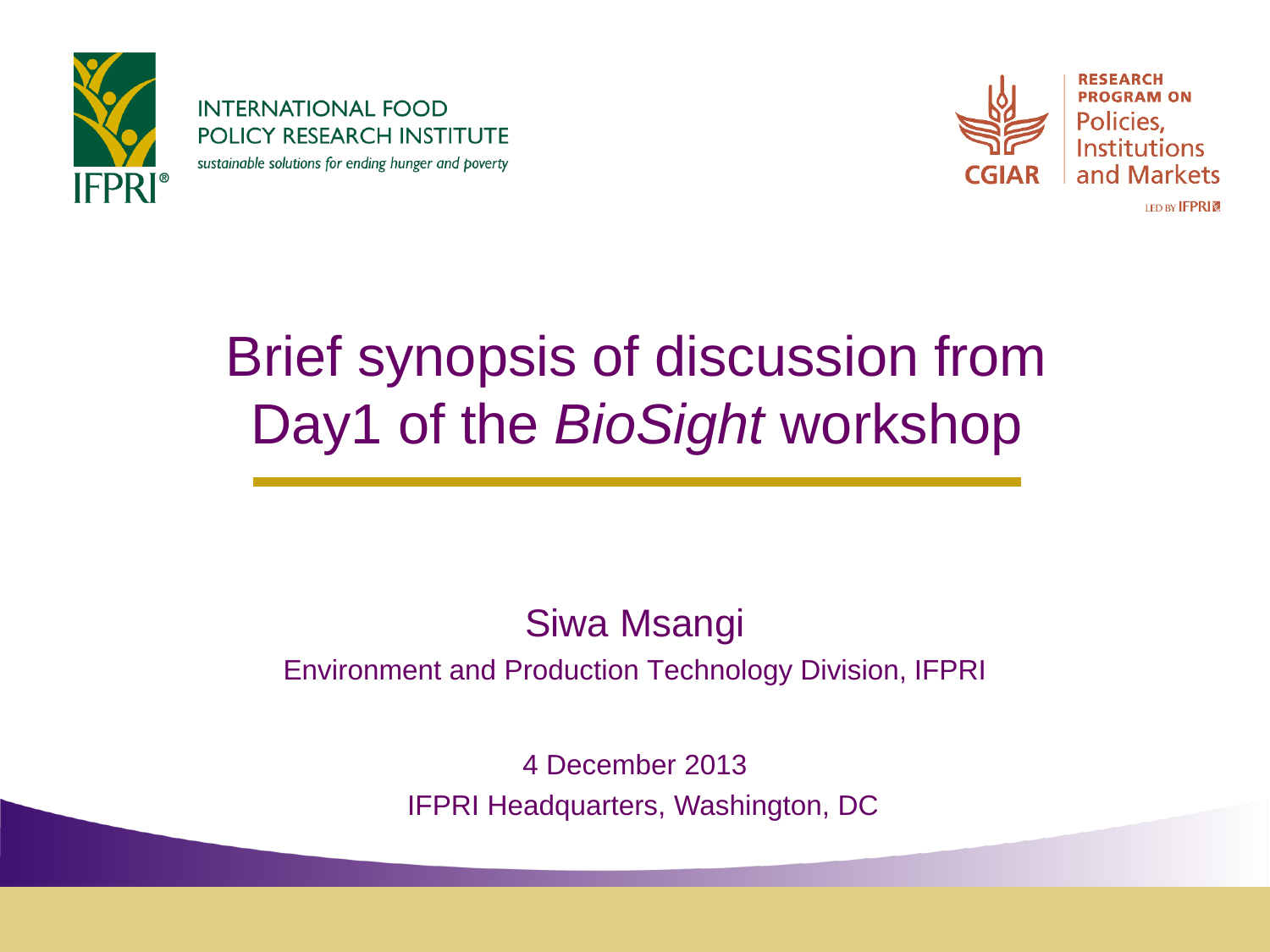INTERNATIONAL FOOD POLICY RESEARCH INSTITUTE

*sustainable solutions for ending hunger and poverty*

RESEARCH PROGRAM ON Policies, Institutions and Markets

LED BY IFPRI

# Brief synopsis of discussion from Day1 of the *BioSight* workshop

Siwa Msangi

Environment and Production Technology Division, IFPRI

4 December 2013

IFPRI Headquarters, Washington, DC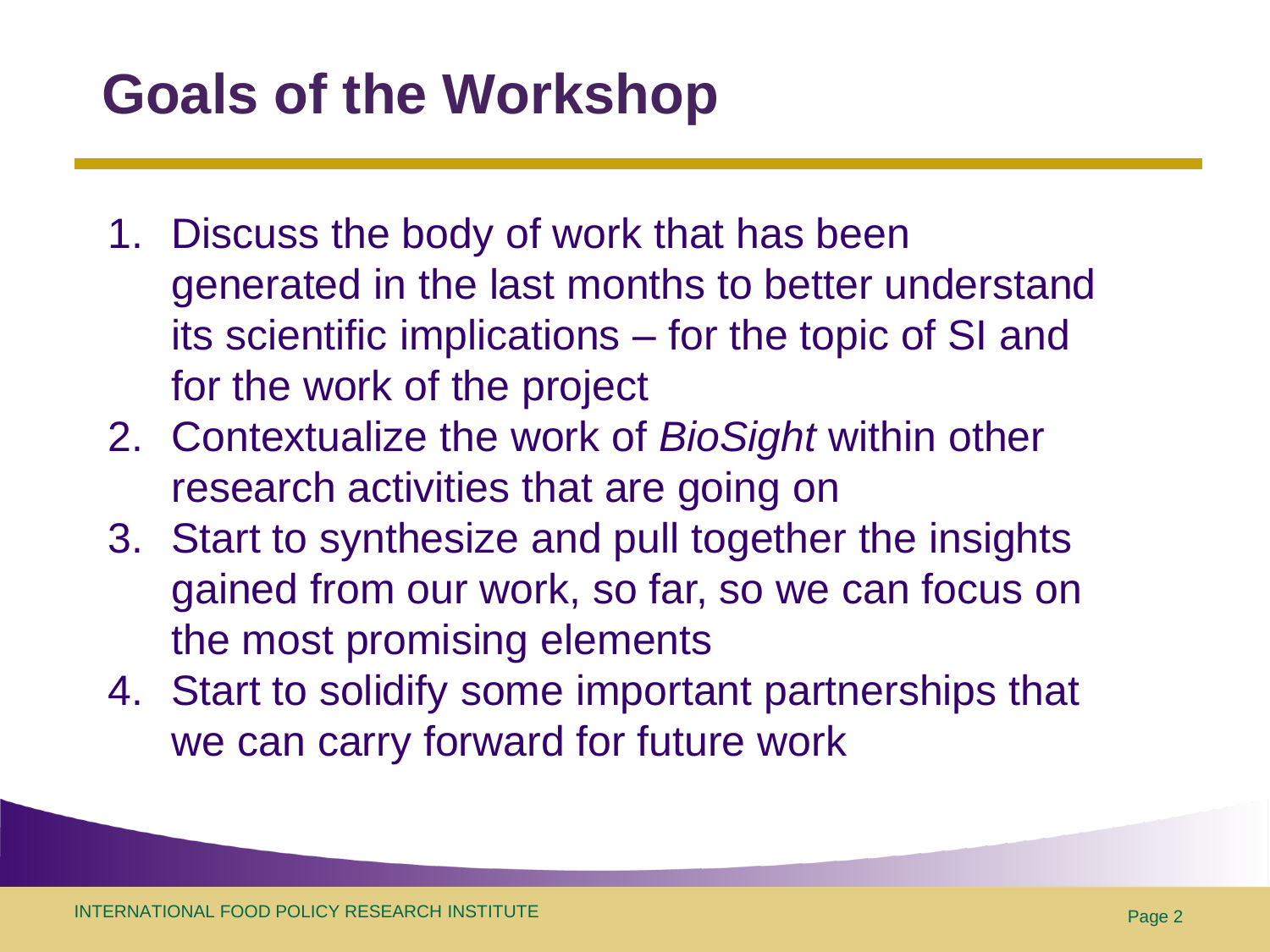# Goals of the Workshop

1. Discuss the body of work that has been generated in the last months to better understand its scientific implications – for the topic of SI and for the work of the project
2. Contextualize the work of *BioSight* within other research activities that are going on
3. Start to synthesize and pull together the insights gained from our work, so far, so we can focus on the most promising elements
4. Start to solidify some important partnerships that we can carry forward for future work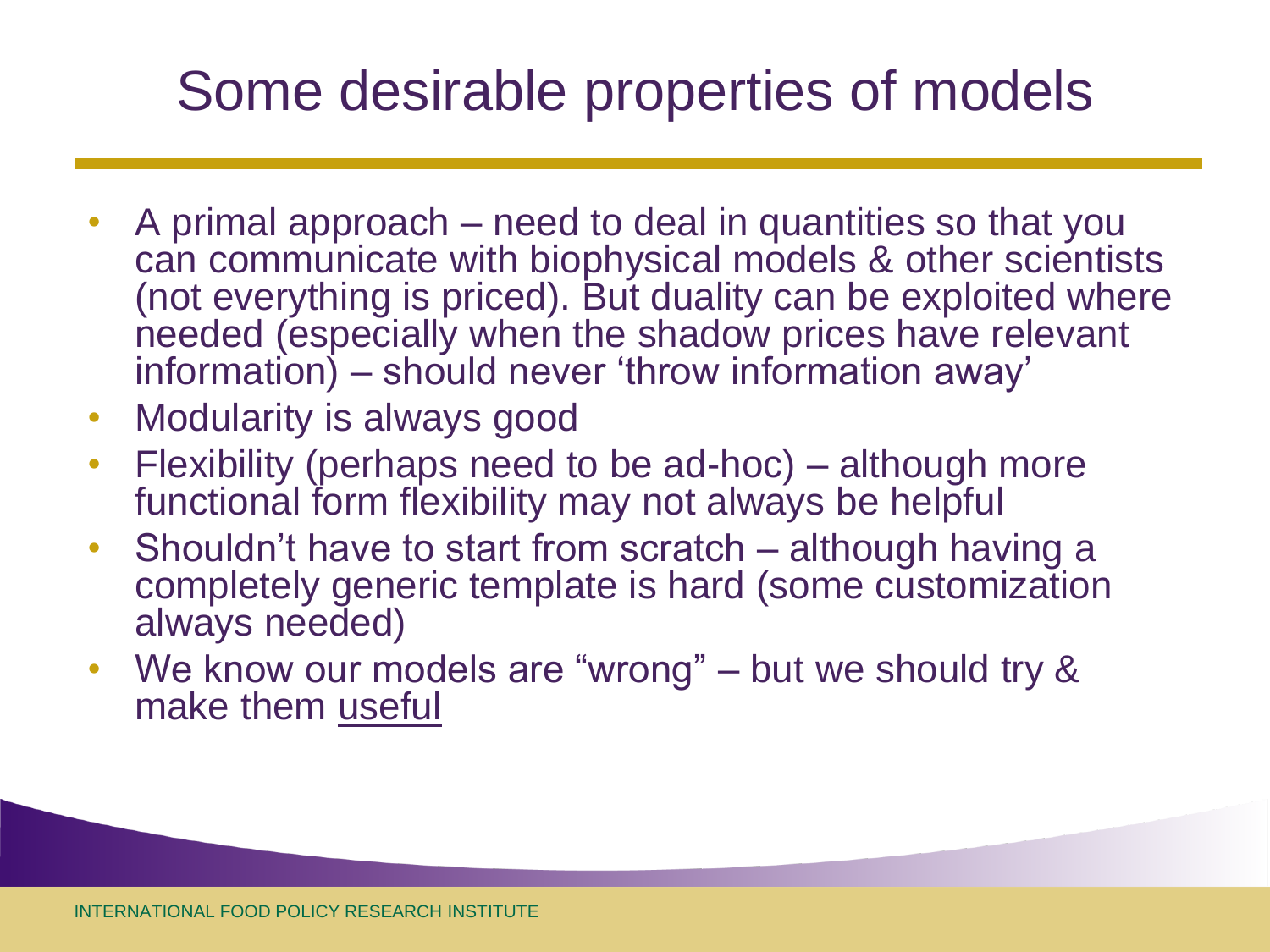# Some desirable properties of models

- A primal approach – need to deal in quantities so that you can communicate with biophysical models & other scientists (not everything is priced). But duality can be exploited where needed (especially when the shadow prices have relevant information) – should never 'throw information away'
- Modularity is always good
- Flexibility (perhaps need to be ad-hoc) – although more functional form flexibility may not always be helpful
- Shouldn't have to start from scratch – although having a completely generic template is hard (some customization always needed)
- We know our models are "wrong" – but we should try & make them <u>useful</u>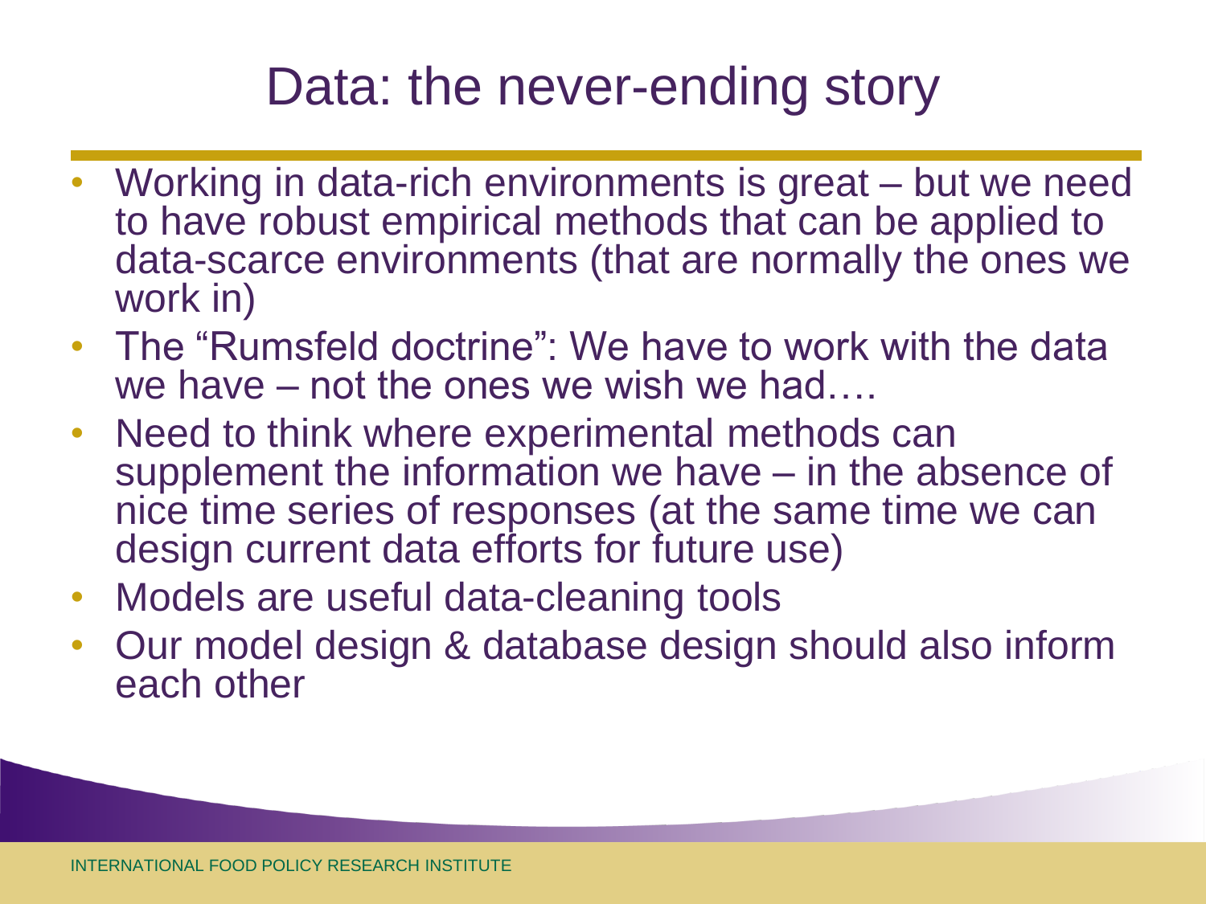# Data: the never-ending story

- Working in data-rich environments is great – but we need to have robust empirical methods that can be applied to data-scarce environments (that are normally the ones we work in)
- The "Rumsfeld doctrine": We have to work with the data we have – not the ones we wish we had….
- Need to think where experimental methods can supplement the information we have – in the absence of nice time series of responses (at the same time we can design current data efforts for future use)
- Models are useful data-cleaning tools
- Our model design & database design should also inform each other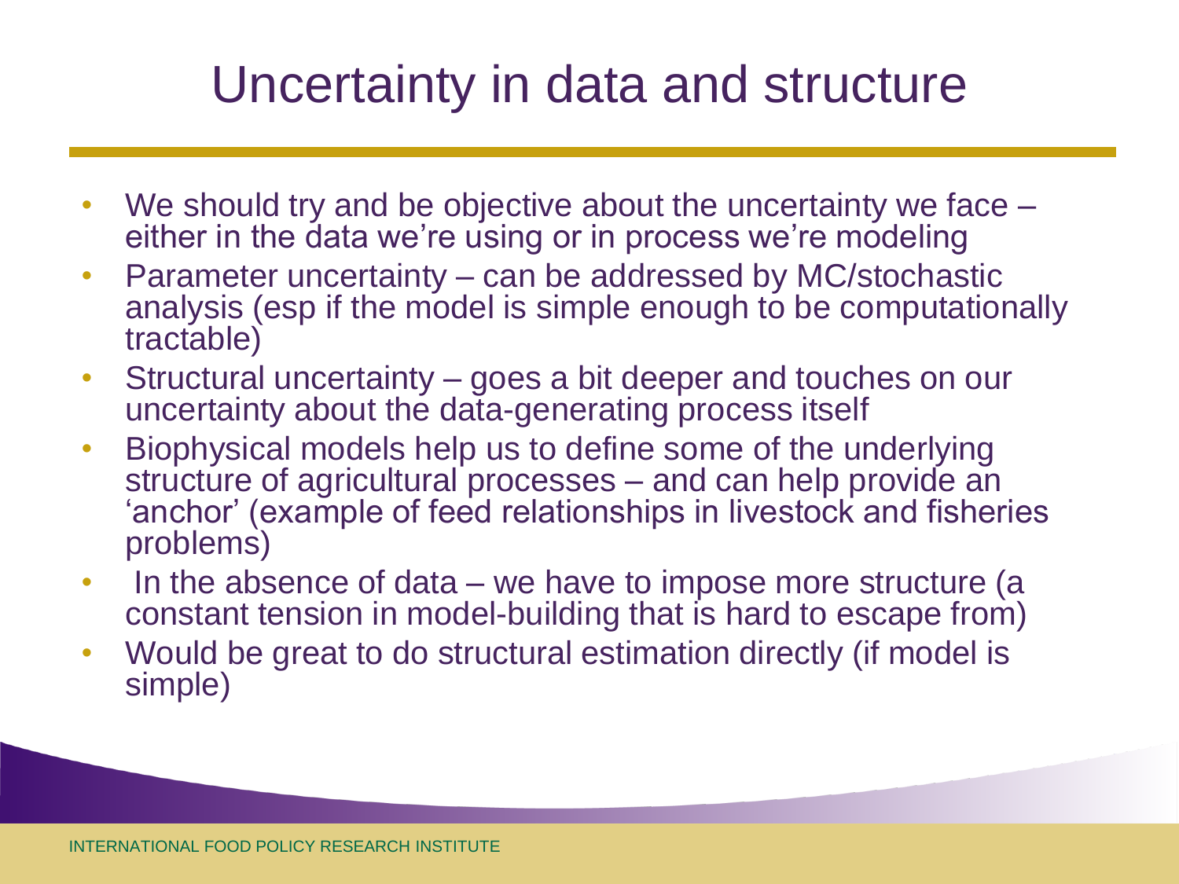# Uncertainty in data and structure

- We should try and be objective about the uncertainty we face – either in the data we're using or in process we're modeling
- Parameter uncertainty – can be addressed by MC/stochastic analysis (esp if the model is simple enough to be computationally tractable)
- Structural uncertainty – goes a bit deeper and touches on our uncertainty about the data-generating process itself
- Biophysical models help us to define some of the underlying structure of agricultural processes – and can help provide an 'anchor' (example of feed relationships in livestock and fisheries problems)
- In the absence of data – we have to impose more structure (a constant tension in model-building that is hard to escape from)
- Would be great to do structural estimation directly (if model is simple)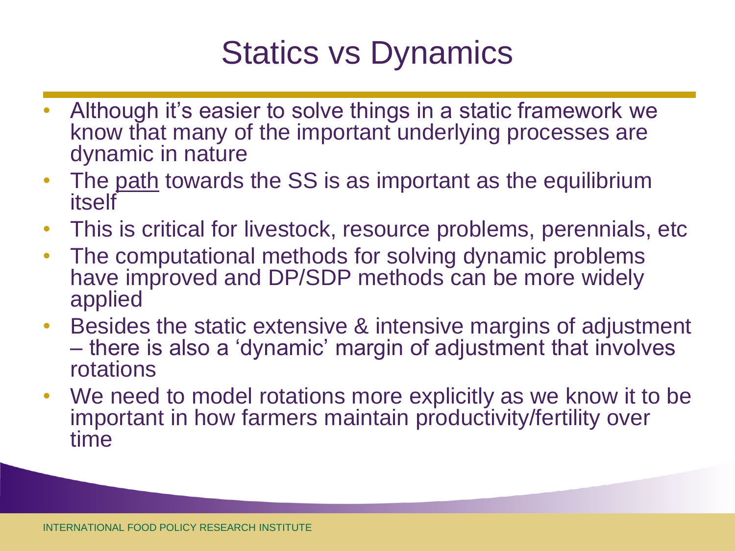# Statics vs Dynamics

- Although it's easier to solve things in a static framework we know that many of the important underlying processes are dynamic in nature
- The <u>path</u> towards the SS is as important as the equilibrium itself
- This is critical for livestock, resource problems, perennials, etc
- The computational methods for solving dynamic problems have improved and DP/SDP methods can be more widely applied
- Besides the static extensive & intensive margins of adjustment – there is also a 'dynamic' margin of adjustment that involves rotations
- We need to model rotations more explicitly as we know it to be important in how farmers maintain productivity/fertility over time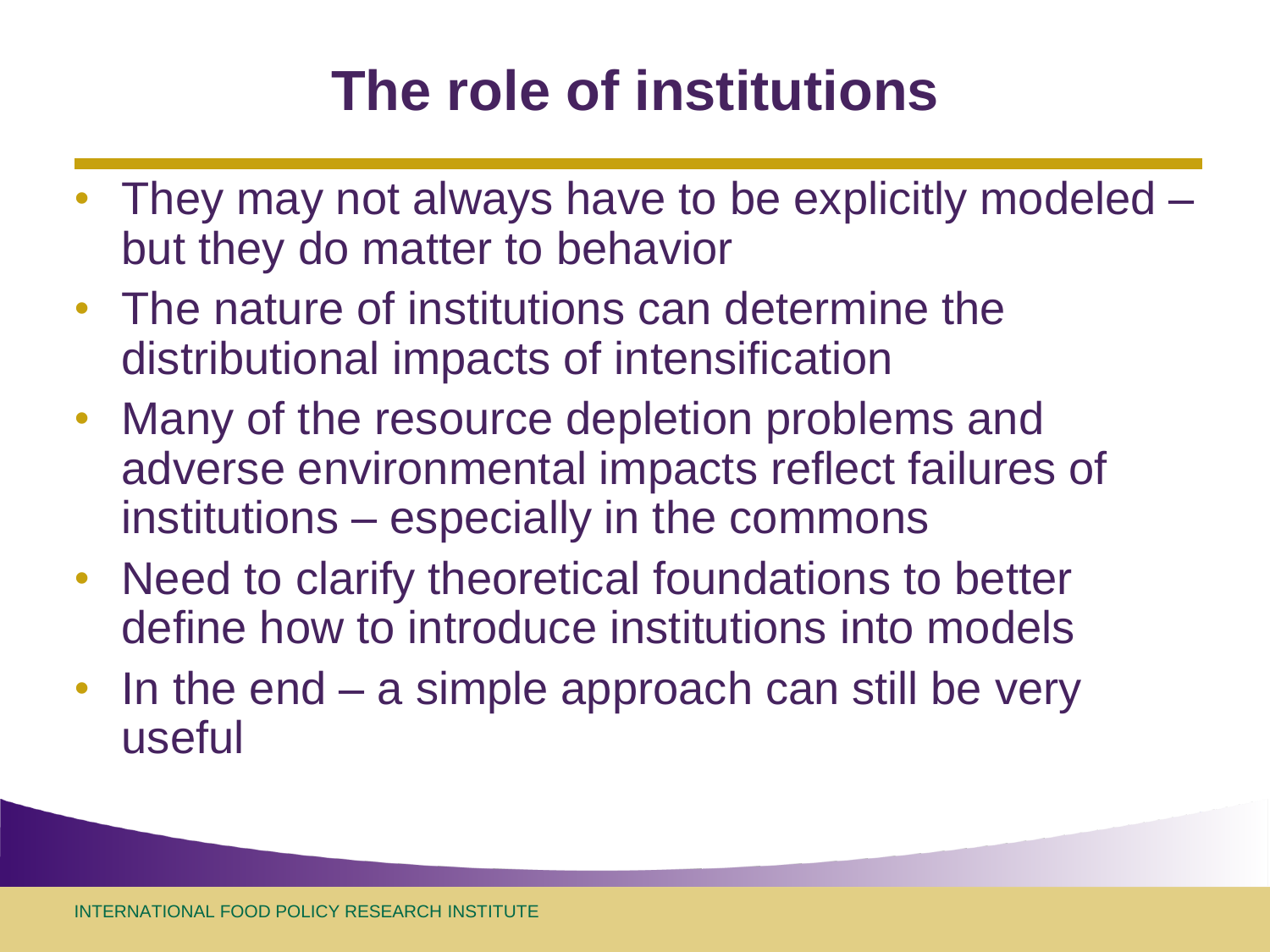# The role of institutions

- They may not always have to be explicitly modeled – but they do matter to behavior
- The nature of institutions can determine the distributional impacts of intensification
- Many of the resource depletion problems and adverse environmental impacts reflect failures of institutions – especially in the commons
- Need to clarify theoretical foundations to better define how to introduce institutions into models
- In the end – a simple approach can still be very useful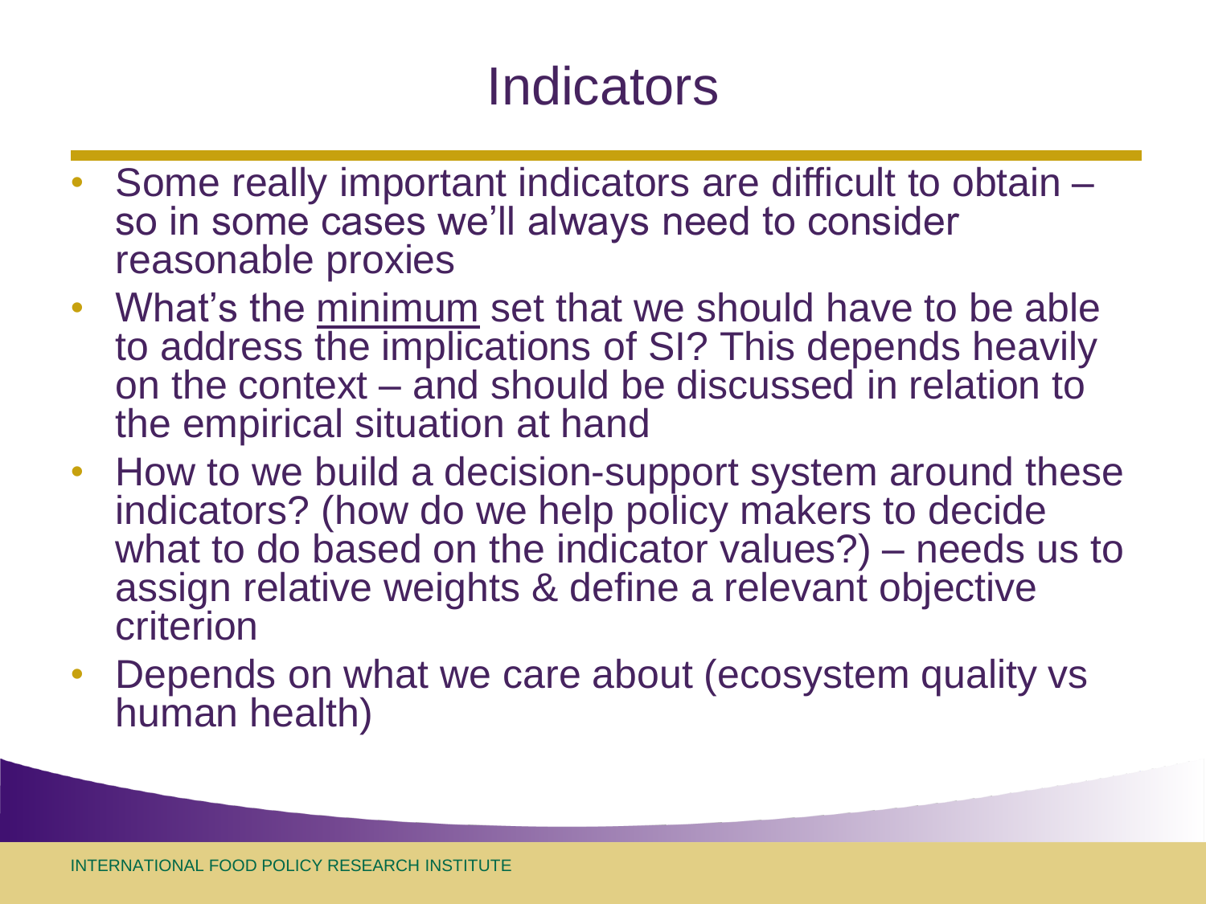# Indicators

- Some really important indicators are difficult to obtain – so in some cases we'll always need to consider reasonable proxies
- What's the <u>minimum</u> set that we should have to be able to address the implications of SI? This depends heavily on the context – and should be discussed in relation to the empirical situation at hand
- How to we build a decision-support system around these indicators? (how do we help policy makers to decide what to do based on the indicator values?) – needs us to assign relative weights & define a relevant objective criterion
- Depends on what we care about (ecosystem quality vs human health)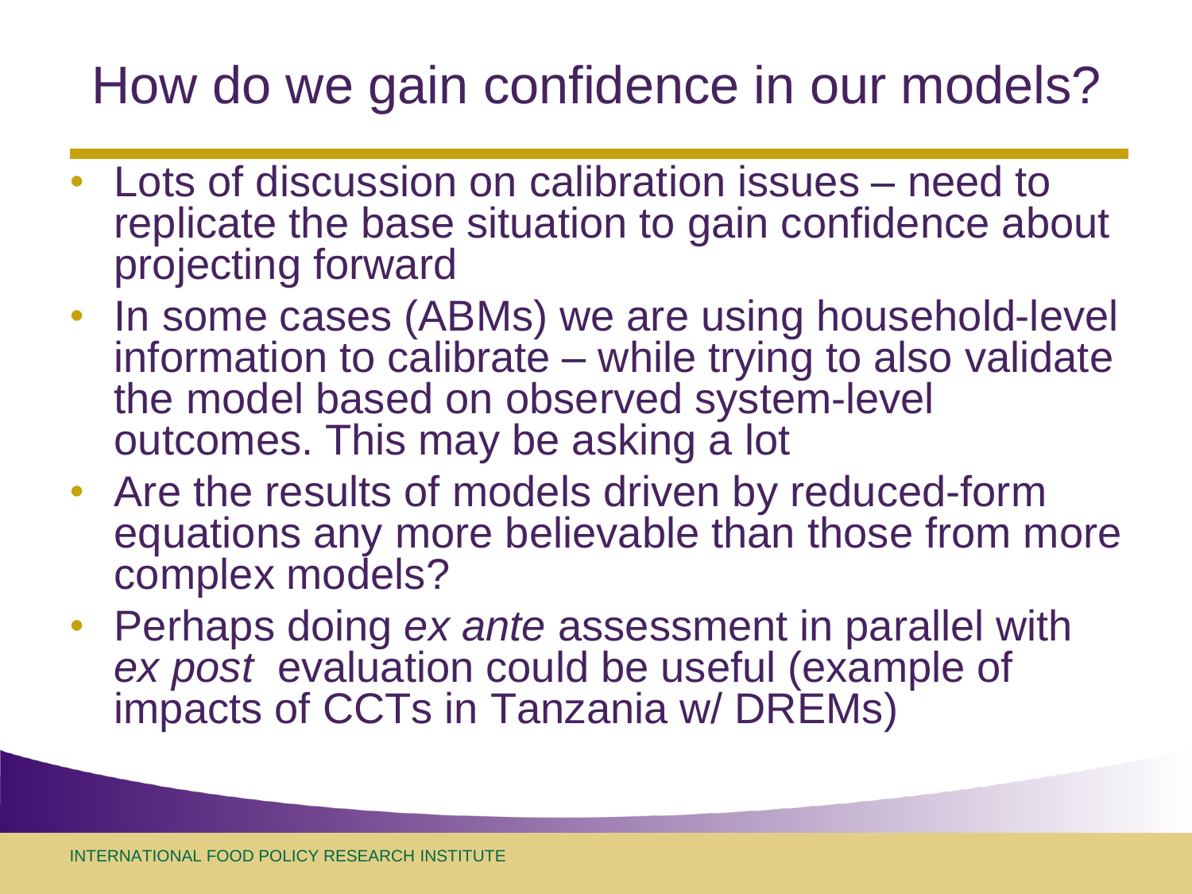# How do we gain confidence in our models?

- Lots of discussion on calibration issues – need to replicate the base situation to gain confidence about projecting forward
- In some cases (ABMs) we are using household-level information to calibrate – while trying to also validate the model based on observed system-level outcomes. This may be asking a lot
- Are the results of models driven by reduced-form equations any more believable than those from more complex models?
- Perhaps doing *ex ante* assessment in parallel with *ex post* evaluation could be useful (example of impacts of CCTs in Tanzania w/ DREMs)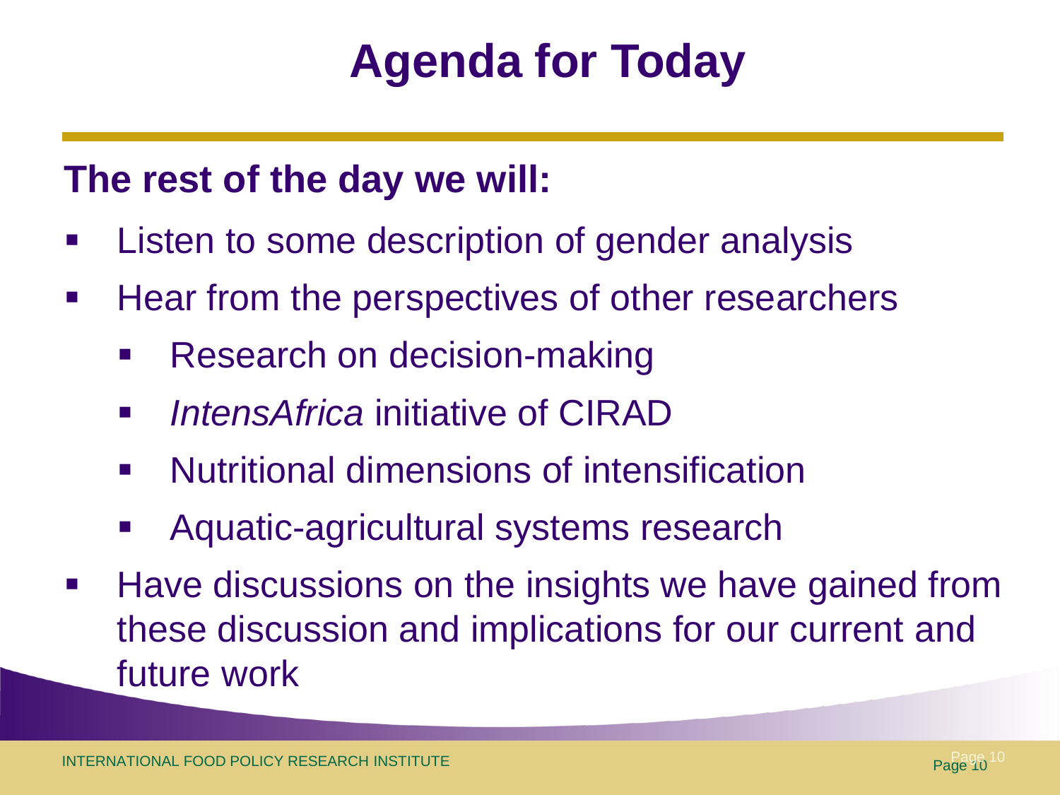# Agenda for Today

**The rest of the day we will:**

- Listen to some description of gender analysis
- Hear from the perspectives of other researchers
  - Research on decision-making
  - *IntensAfrica* initiative of CIRAD
  - Nutritional dimensions of intensification
  - Aquatic-agricultural systems research
- Have discussions on the insights we have gained from these discussion and implications for our current and future work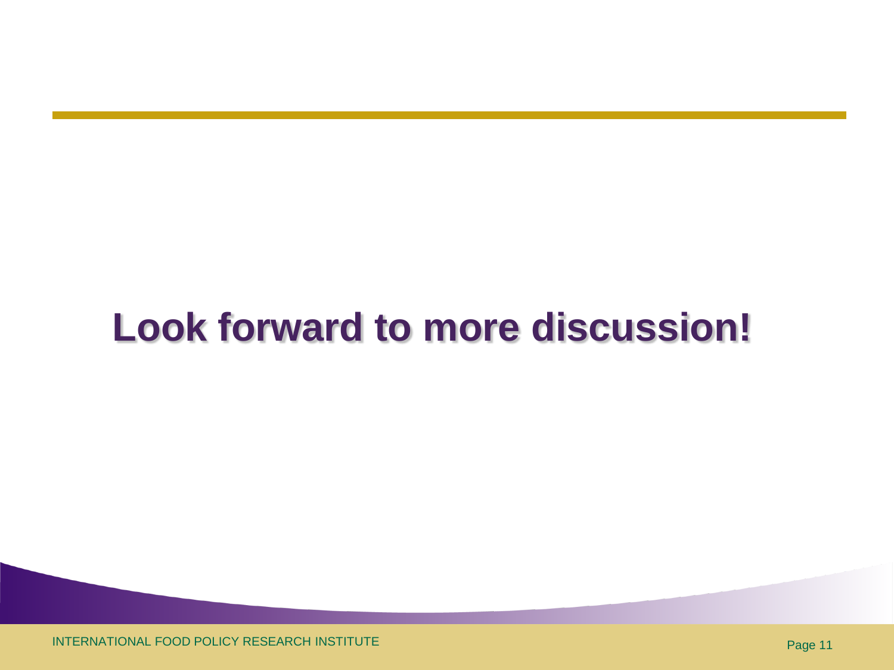# Look forward to more discussion!